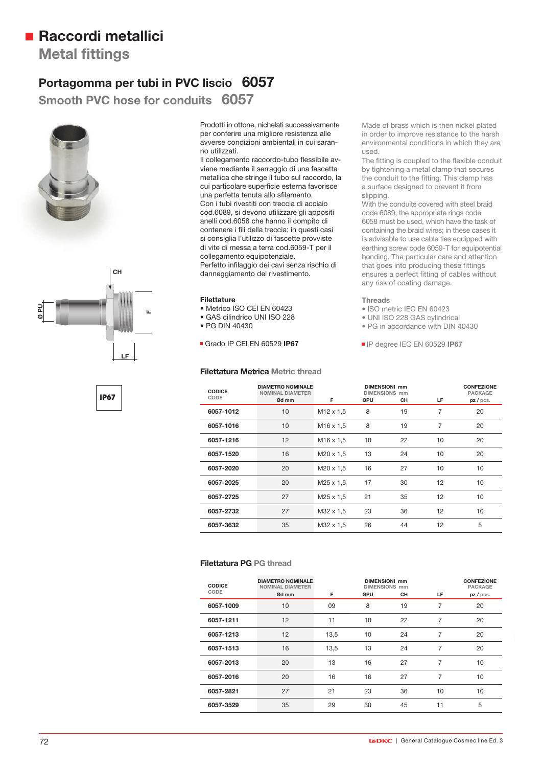# Raccordi metallici
## Metal fittings

### Portagomma per tubi in PVC liscio 6057
### Smooth PVC hose for conduits 6057

CH

Ø PU

F

LF

IP67

Prodotti in ottone, nichelati successivamente per conferire una migliore resistenza alle avverse condizioni ambientali in cui saranno utilizzati.
Il collegamento raccordo-tubo flessibile avviene mediante il serraggio di una fascetta metallica che stringe il tubo sul raccordo, la cui particolare superficie esterna favorisce una perfetta tenuta allo sfilamento.
Con i tubi rivestiti con treccia di acciaio cod.6089, si devono utilizzare gli appositi anelli cod.6058 che hanno il compito di contenere i fili della treccia; in questi casi si consiglia l'utilizzo di fascette provviste di vite di messa a terra cod.6059-T per il collegamento equipotenziale.
Perfetto infilaggio dei cavi senza rischio di danneggiamento del rivestimento.

**Filettature**
- Metrico ISO CEI EN 60423
- GAS cilindrico UNI ISO 228
- PG DIN 40430

Grado IP CEI EN 60529 **IP67**

Made of brass which is then nickel plated in order to improve resistance to the harsh environmental conditions in which they are used.
The fitting is coupled to the flexible conduit by tightening a metal clamp that secures the conduit to the fitting. This clamp has a surface designed to prevent it from slipping.
With the conduits covered with steel braid code 6089, the appropriate rings code 6058 must be used, which have the task of containing the braid wires; in these cases it is advisable to use cable ties equipped with earthing screw code 6059-T for equipotential bonding. The particular care and attention that goes into producing these fittings ensures a perfect fitting of cables without any risk of coating damage.

**Threads**
- ISO metric IEC EN 60423
- UNI ISO 228 GAS cylindrical
- PG in accordance with DIN 40430

IP degree IEC EN 60529 **IP67**

**Filettatura Metrica** Metric thread

| CODICE CODE | DIAMETRO NOMINALE NOMINAL DIAMETER Ød mm | F | DIMENSIONI mm DIMENSIONS mm ØPU | CH | LF | CONFEZIONE PACKAGE pz / pcs. |
|---|---|---|---|---|---|---|
| 6057-1012 | 10 | M12 x 1,5 | 8 | 19 | 7 | 20 |
| 6057-1016 | 10 | M16 x 1,5 | 8 | 19 | 7 | 20 |
| 6057-1216 | 12 | M16 x 1,5 | 10 | 22 | 10 | 20 |
| 6057-1520 | 16 | M20 x 1,5 | 13 | 24 | 10 | 20 |
| 6057-2020 | 20 | M20 x 1,5 | 16 | 27 | 10 | 10 |
| 6057-2025 | 20 | M25 x 1,5 | 17 | 30 | 12 | 10 |
| 6057-2725 | 27 | M25 x 1,5 | 21 | 35 | 12 | 10 |
| 6057-2732 | 27 | M32 x 1,5 | 23 | 36 | 12 | 10 |
| 6057-3632 | 35 | M32 x 1,5 | 26 | 44 | 12 | 5 |

**Filettatura PG** PG thread

| CODICE CODE | DIAMETRO NOMINALE NOMINAL DIAMETER Ød mm | F | DIMENSIONI mm DIMENSIONS mm ØPU | CH | LF | CONFEZIONE PACKAGE pz / pcs. |
|---|---|---|---|---|---|---|
| 6057-1009 | 10 | 09 | 8 | 19 | 7 | 20 |
| 6057-1211 | 12 | 11 | 10 | 22 | 7 | 20 |
| 6057-1213 | 12 | 13,5 | 10 | 24 | 7 | 20 |
| 6057-1513 | 16 | 13,5 | 13 | 24 | 7 | 20 |
| 6057-2013 | 20 | 13 | 16 | 27 | 7 | 10 |
| 6057-2016 | 20 | 16 | 16 | 27 | 7 | 10 |
| 6057-2821 | 27 | 21 | 23 | 36 | 10 | 10 |
| 6057-3529 | 35 | 29 | 30 | 45 | 11 | 5 |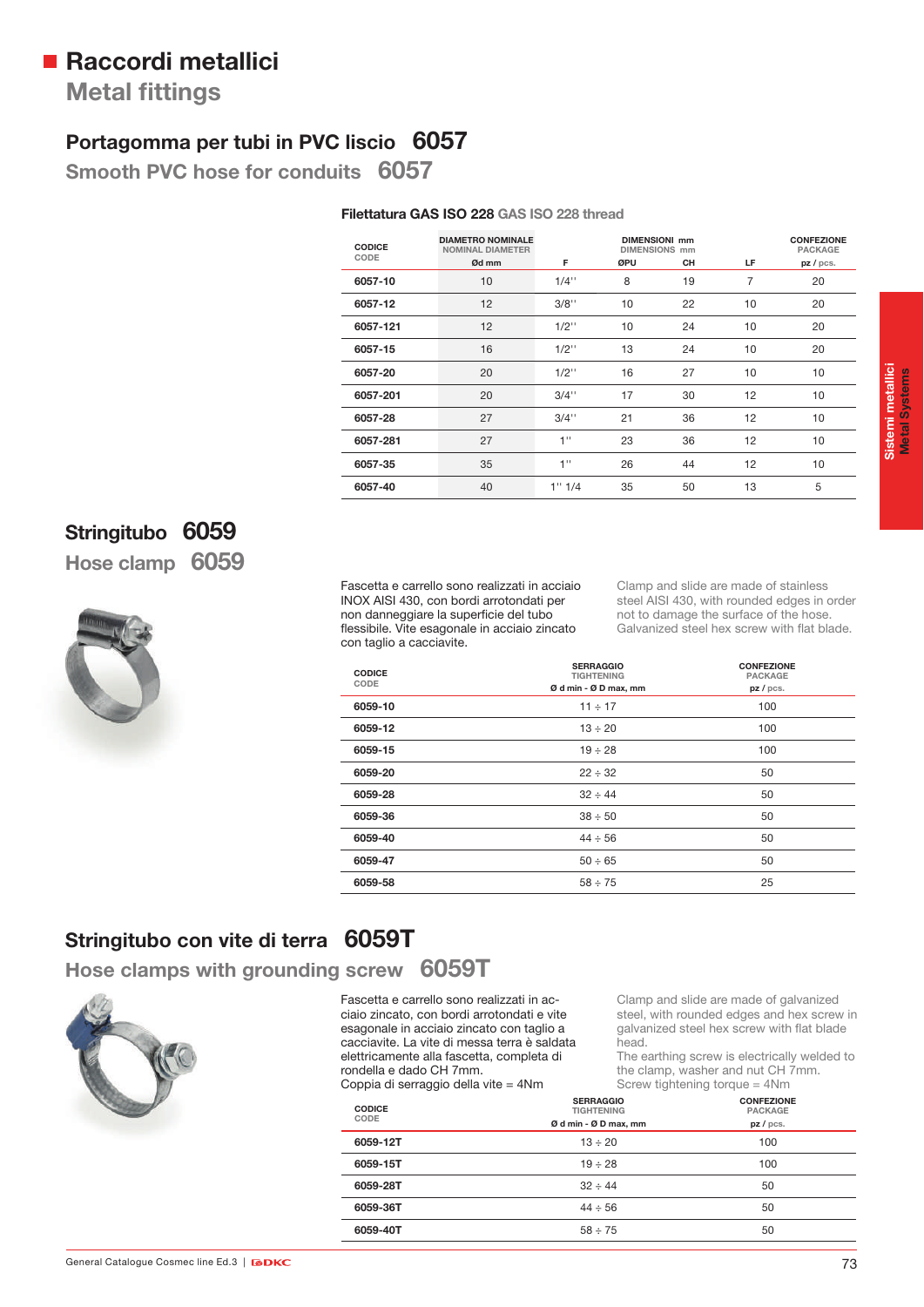# Raccordi metallici
## Metal fittings

### Portagomma per tubi in PVC liscio 6057
### Smooth PVC hose for conduits 6057

**Filettatura GAS ISO 228** GAS ISO 228 thread

| CODICE CODE | DIAMETRO NOMINALE NOMINAL DIAMETER Ød mm | F | DIMENSIONI mm DIMENSIONS mm ØPU | CH | LF | CONFEZIONE PACKAGE pz / pcs. |
|---|---|---|---|---|---|---|
| 6057-10 | 10 | 1/4'' | 8 | 19 | 7 | 20 |
| 6057-12 | 12 | 3/8'' | 10 | 22 | 10 | 20 |
| 6057-121 | 12 | 1/2'' | 10 | 24 | 10 | 20 |
| 6057-15 | 16 | 1/2'' | 13 | 24 | 10 | 20 |
| 6057-20 | 20 | 1/2'' | 16 | 27 | 10 | 10 |
| 6057-201 | 20 | 3/4'' | 17 | 30 | 12 | 10 |
| 6057-28 | 27 | 3/4'' | 21 | 36 | 12 | 10 |
| 6057-281 | 27 | 1'' | 23 | 36 | 12 | 10 |
| 6057-35 | 35 | 1'' | 26 | 44 | 12 | 10 |
| 6057-40 | 40 | 1'' 1/4 | 35 | 50 | 13 | 5 |

### Stringitubo 6059
### Hose clamp 6059

Fascetta e carrello sono realizzati in acciaio INOX AISI 430, con bordi arrotondati per non danneggiare la superficie del tubo flessibile. Vite esagonale in acciaio zincato con taglio a cacciavite.

Clamp and slide are made of stainless steel AISI 430, with rounded edges in order not to damage the surface of the hose. Galvanized steel hex screw with flat blade.

| CODICE CODE | SERRAGGIO TIGHTENING Ø d min - Ø D max, mm | CONFEZIONE PACKAGE pz / pcs. |
|---|---|---|
| 6059-10 | 11 ÷ 17 | 100 |
| 6059-12 | 13 ÷ 20 | 100 |
| 6059-15 | 19 ÷ 28 | 100 |
| 6059-20 | 22 ÷ 32 | 50 |
| 6059-28 | 32 ÷ 44 | 50 |
| 6059-36 | 38 ÷ 50 | 50 |
| 6059-40 | 44 ÷ 56 | 50 |
| 6059-47 | 50 ÷ 65 | 50 |
| 6059-58 | 58 ÷ 75 | 25 |

### Stringitubo con vite di terra 6059T
### Hose clamps with grounding screw 6059T

Fascetta e carrello sono realizzati in acciaio zincato, con bordi arrotondati e vite esagonale in acciaio zincato con taglio a cacciavite. La vite di messa terra è saldata elettricamente alla fascetta, completa di rondella e dado CH 7mm.
Coppia di serraggio della vite = 4Nm

Clamp and slide are made of galvanized steel, with rounded edges and hex screw in galvanized steel hex screw with flat blade head.
The earthing screw is electrically welded to the clamp, washer and nut CH 7mm.
Screw tightening torque = 4Nm

| CODICE CODE | SERRAGGIO TIGHTENING Ø d min - Ø D max, mm | CONFEZIONE PACKAGE pz / pcs. |
|---|---|---|
| 6059-12T | 13 ÷ 20 | 100 |
| 6059-15T | 19 ÷ 28 | 100 |
| 6059-28T | 32 ÷ 44 | 50 |
| 6059-36T | 44 ÷ 56 | 50 |
| 6059-40T | 58 ÷ 75 | 50 |